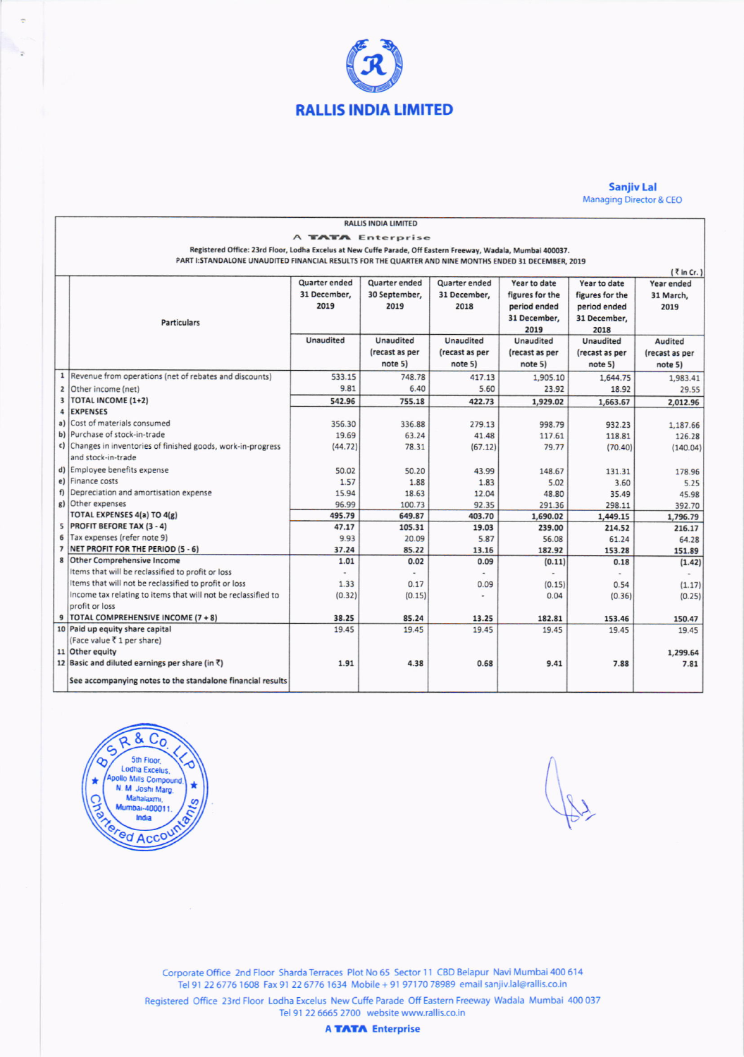# RALLIS INDIA LIMITED

**Sanjiv Lal**
Managing Director & CEO

RALLIS INDIA LIMITED

A TATA Enterprise

Registered Office: 23rd Floor, Lodha Excelus at New Cuffe Parade, Off Eastern Freeway, Wadala, Mumbai 400037.

PART I:STANDALONE UNAUDITED FINANCIAL RESULTS FOR THE QUARTER AND NINE MONTHS ENDED 31 DECEMBER, 2019

(₹ in Cr.)

| | Particulars | Quarter ended 31 December, 2019 | Quarter ended 30 September, 2019 | Quarter ended 31 December, 2018 | Year to date figures for the period ended 31 December, 2019 | Year to date figures for the period ended 31 December, 2018 | Year ended 31 March, 2019 |
|---|---|---|---|---|---|---|---|
| | | Unaudited | Unaudited (recast as per note 5) | Unaudited (recast as per note 5) | Unaudited (recast as per note 5) | Unaudited (recast as per note 5) | Audited (recast as per note 5) |
| 1 | Revenue from operations (net of rebates and discounts) | 533.15 | 748.78 | 417.13 | 1,905.10 | 1,644.75 | 1,983.41 |
| 2 | Other income (net) | 9.81 | 6.40 | 5.60 | 23.92 | 18.92 | 29.55 |
| 3 | TOTAL INCOME (1+2) | 542.96 | 755.18 | 422.73 | 1,929.02 | 1,663.67 | 2,012.96 |
| 4 | EXPENSES | | | | | | |
| a) | Cost of materials consumed | 356.30 | 336.88 | 279.13 | 998.79 | 932.23 | 1,187.66 |
| b) | Purchase of stock-in-trade | 19.69 | 63.24 | 41.48 | 117.61 | 118.81 | 126.28 |
| c) | Changes in inventories of finished goods, work-in-progress and stock-in-trade | (44.72) | 78.31 | (67.12) | 79.77 | (70.40) | (140.04) |
| d) | Employee benefits expense | 50.02 | 50.20 | 43.99 | 148.67 | 131.31 | 178.96 |
| e) | Finance costs | 1.57 | 1.88 | 1.83 | 5.02 | 3.60 | 5.25 |
| f) | Depreciation and amortisation expense | 15.94 | 18.63 | 12.04 | 48.80 | 35.49 | 45.98 |
| g) | Other expenses | 96.99 | 100.73 | 92.35 | 291.36 | 298.11 | 392.70 |
| | TOTAL EXPENSES 4(a) TO 4(g) | 495.79 | 649.87 | 403.70 | 1,690.02 | 1,449.15 | 1,796.79 |
| 5 | PROFIT BEFORE TAX (3 - 4) | 47.17 | 105.31 | 19.03 | 239.00 | 214.52 | 216.17 |
| 6 | Tax expenses (refer note 9) | 9.93 | 20.09 | 5.87 | 56.08 | 61.24 | 64.28 |
| 7 | NET PROFIT FOR THE PERIOD (5 - 6) | 37.24 | 85.22 | 13.16 | 182.92 | 153.28 | 151.89 |
| 8 | Other Comprehensive Income | 1.01 | 0.02 | 0.09 | (0.11) | 0.18 | (1.42) |
| | Items that will be reclassified to profit or loss | - | - | - | - | - | - |
| | Items that will not be reclassified to profit or loss | 1.33 | 0.17 | 0.09 | (0.15) | 0.54 | (1.17) |
| | Income tax relating to items that will not be reclassified to profit or loss | (0.32) | (0.15) | - | 0.04 | (0.36) | (0.25) |
| 9 | TOTAL COMPREHENSIVE INCOME (7 + 8) | 38.25 | 85.24 | 13.25 | 182.81 | 153.46 | 150.47 |
| 10 | Paid up equity share capital (Face value ₹ 1 per share) | 19.45 | 19.45 | 19.45 | 19.45 | 19.45 | 19.45 |
| 11 | Other equity | | | | | | 1,299.64 |
| 12 | Basic and diluted earnings per share (in ₹) | 1.91 | 4.38 | 0.68 | 9.41 | 7.88 | 7.81 |
| | See accompanying notes to the standalone financial results | | | | | | |

B S R & Co. LLP, Chartered Accountants, 5th Floor, Lodha Excelus, Apollo Mills Compound, N M Joshi Marg, Mahalaxmi, Mumbai-400011, India

Corporate Office 2nd Floor Sharda Terraces Plot No 65 Sector 11 CBD Belapur Navi Mumbai 400 614
Tel 91 22 6776 1608 Fax 91 22 6776 1634 Mobile + 91 97170 78989 email sanjiv.lal@rallis.co.in

Registered Office 23rd Floor Lodha Excelus New Cuffe Parade Off Eastern Freeway Wadala Mumbai 400 037
Tel 91 22 6665 2700 website www.rallis.co.in

A TATA Enterprise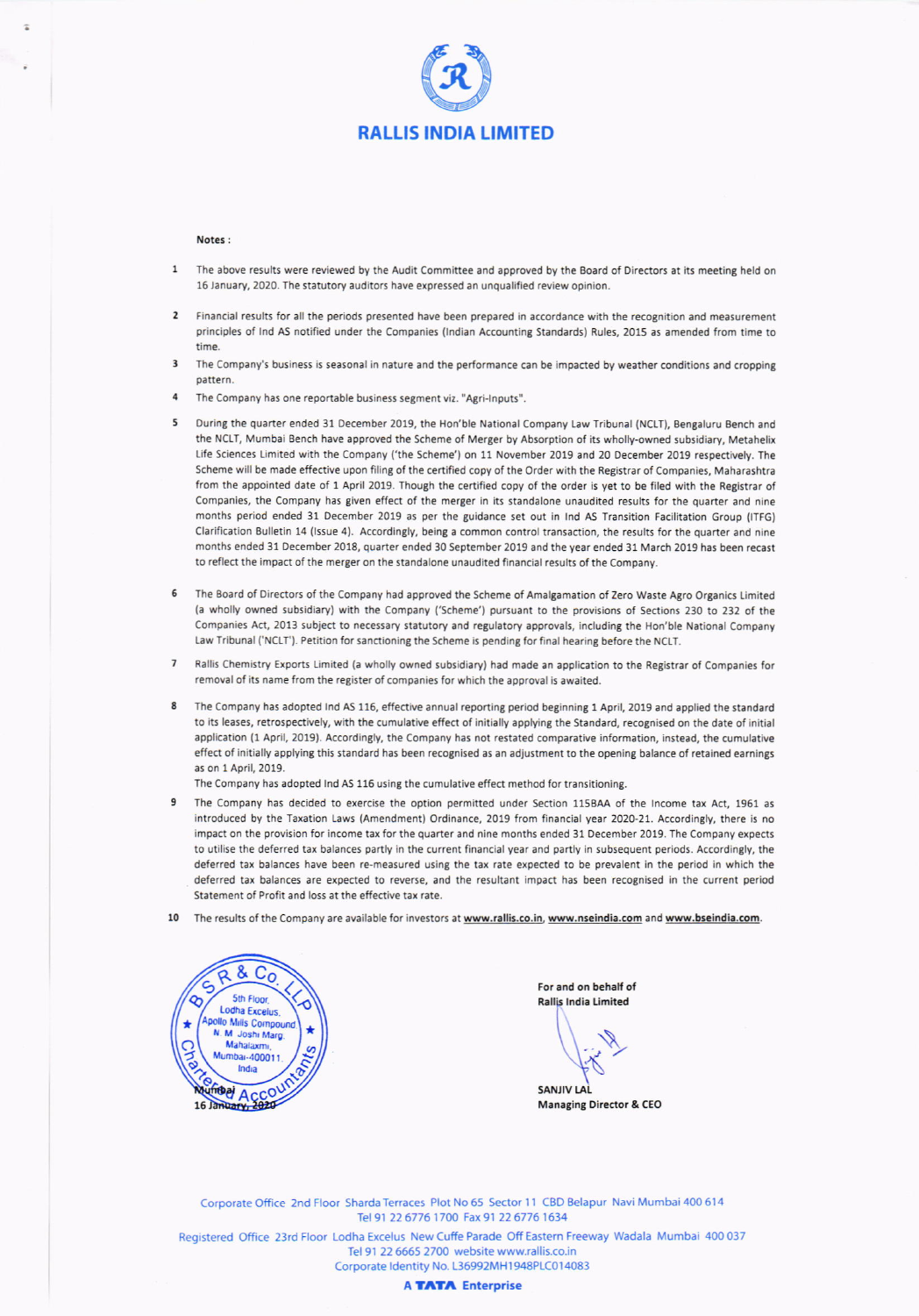# RALLIS INDIA LIMITED

**Notes :**

1. The above results were reviewed by the Audit Committee and approved by the Board of Directors at its meeting held on 16 January, 2020. The statutory auditors have expressed an unqualified review opinion.

2. Financial results for all the periods presented have been prepared in accordance with the recognition and measurement principles of Ind AS notified under the Companies (Indian Accounting Standards) Rules, 2015 as amended from time to time.

3. The Company's business is seasonal in nature and the performance can be impacted by weather conditions and cropping pattern.

4. The Company has one reportable business segment viz. "Agri-Inputs".

5. During the quarter ended 31 December 2019, the Hon'ble National Company Law Tribunal (NCLT), Bengaluru Bench and the NCLT, Mumbai Bench have approved the Scheme of Merger by Absorption of its wholly-owned subsidiary, Metahelix Life Sciences Limited with the Company ('the Scheme') on 11 November 2019 and 20 December 2019 respectively. The Scheme will be made effective upon filing of the certified copy of the Order with the Registrar of Companies, Maharashtra from the appointed date of 1 April 2019. Though the certified copy of the order is yet to be filed with the Registrar of Companies, the Company has given effect of the merger in its standalone unaudited results for the quarter and nine months period ended 31 December 2019 as per the guidance set out in Ind AS Transition Facilitation Group (ITFG) Clarification Bulletin 14 (Issue 4). Accordingly, being a common control transaction, the results for the quarter and nine months ended 31 December 2018, quarter ended 30 September 2019 and the year ended 31 March 2019 has been recast to reflect the impact of the merger on the standalone unaudited financial results of the Company.

6. The Board of Directors of the Company had approved the Scheme of Amalgamation of Zero Waste Agro Organics Limited (a wholly owned subsidiary) with the Company ('Scheme') pursuant to the provisions of Sections 230 to 232 of the Companies Act, 2013 subject to necessary statutory and regulatory approvals, including the Hon'ble National Company Law Tribunal ('NCLT'). Petition for sanctioning the Scheme is pending for final hearing before the NCLT.

7. Rallis Chemistry Exports Limited (a wholly owned subsidiary) had made an application to the Registrar of Companies for removal of its name from the register of companies for which the approval is awaited.

8. The Company has adopted Ind AS 116, effective annual reporting period beginning 1 April, 2019 and applied the standard to its leases, retrospectively, with the cumulative effect of initially applying the Standard, recognised on the date of initial application (1 April, 2019). Accordingly, the Company has not restated comparative information, instead, the cumulative effect of initially applying this standard has been recognised as an adjustment to the opening balance of retained earnings as on 1 April, 2019.
The Company has adopted Ind AS 116 using the cumulative effect method for transitioning.

9. The Company has decided to exercise the option permitted under Section 115BAA of the Income tax Act, 1961 as introduced by the Taxation Laws (Amendment) Ordinance, 2019 from financial year 2020-21. Accordingly, there is no impact on the provision for income tax for the quarter and nine months ended 31 December 2019. The Company expects to utilise the deferred tax balances partly in the current financial year and partly in subsequent periods. Accordingly, the deferred tax balances have been re-measured using the tax rate expected to be prevalent in the period in which the deferred tax balances are expected to reverse, and the resultant impact has been recognised in the current period Statement of Profit and loss at the effective tax rate.

10. The results of the Company are available for investors at **www.rallis.co.in**, **www.nseindia.com** and **www.bseindia.com**.

BSR & Co. LLP, Chartered Accountants, 5th Floor, Lodha Excelus, Apollo Mills Compound, N. M. Joshi Marg, Mahalaxmi, Mumbai-400011, India

Mumbai
16 January, 2020

**For and on behalf of**
**Rallis India Limited**

**SANJIV LAL**
**Managing Director & CEO**

Corporate Office 2nd Floor Sharda Terraces Plot No 65 Sector 11 CBD Belapur Navi Mumbai 400 614
Tel 91 22 6776 1700 Fax 91 22 6776 1634

Registered Office 23rd Floor Lodha Excelus New Cuffe Parade Off Eastern Freeway Wadala Mumbai 400 037
Tel 91 22 6665 2700 website www.rallis.co.in
Corporate Identity No. L36992MH1948PLC014083

**A TATA Enterprise**